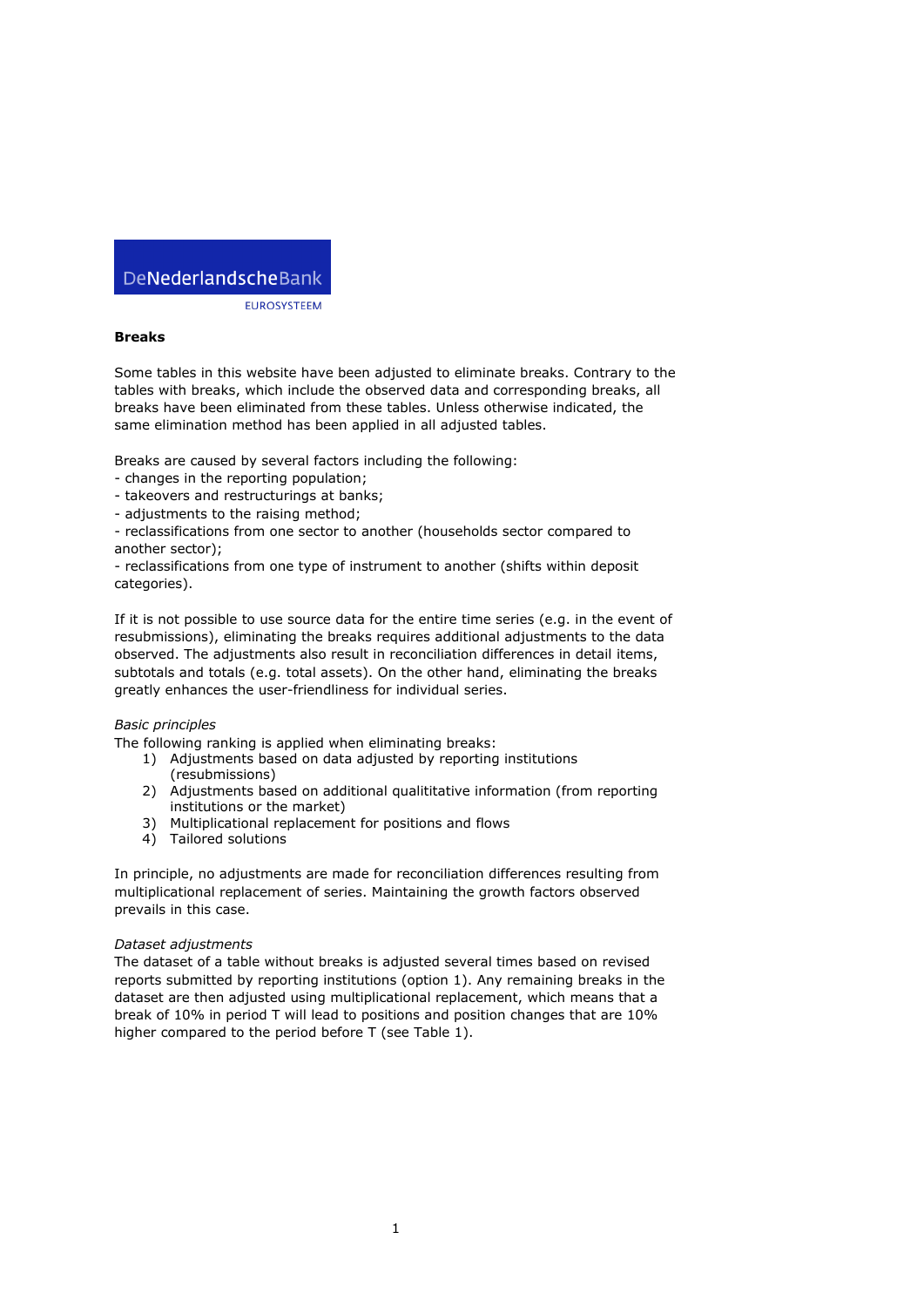DeNederlandscheBank

EUROSYSTEEM

**Breaks**

Some tables in this website have been adjusted to eliminate breaks. Contrary to the tables with breaks, which include the observed data and corresponding breaks, all breaks have been eliminated from these tables. Unless otherwise indicated, the same elimination method has been applied in all adjusted tables.

Breaks are caused by several factors including the following:
- changes in the reporting population;
- takeovers and restructurings at banks;
- adjustments to the raising method;
- reclassifications from one sector to another (households sector compared to another sector);
- reclassifications from one type of instrument to another (shifts within deposit categories).

If it is not possible to use source data for the entire time series (e.g. in the event of resubmissions), eliminating the breaks requires additional adjustments to the data observed. The adjustments also result in reconciliation differences in detail items, subtotals and totals (e.g. total assets). On the other hand, eliminating the breaks greatly enhances the user-friendliness for individual series.

*Basic principles*

The following ranking is applied when eliminating breaks:

1) Adjustments based on data adjusted by reporting institutions (resubmissions)
2) Adjustments based on additional qualititative information (from reporting institutions or the market)
3) Multiplicational replacement for positions and flows
4) Tailored solutions

In principle, no adjustments are made for reconciliation differences resulting from multiplicational replacement of series. Maintaining the growth factors observed prevails in this case.

*Dataset adjustments*

The dataset of a table without breaks is adjusted several times based on revised reports submitted by reporting institutions (option 1). Any remaining breaks in the dataset are then adjusted using multiplicational replacement, which means that a break of 10% in period T will lead to positions and position changes that are 10% higher compared to the period before T (see Table 1).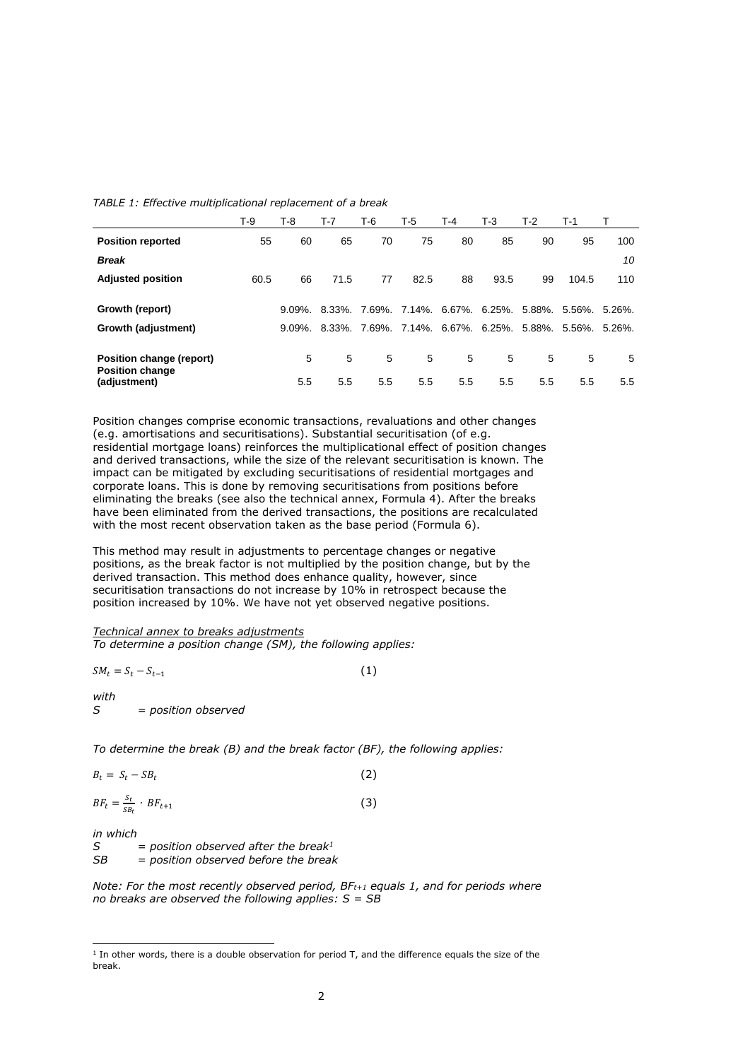*TABLE 1: Effective multiplicational replacement of a break*

| | T-9 | T-8 | T-7 | T-6 | T-5 | T-4 | T-3 | T-2 | T-1 | T |
|---|---|---|---|---|---|---|---|---|---|---|
| **Position reported** | 55 | 60 | 65 | 70 | 75 | 80 | 85 | 90 | 95 | 100 |
| ***Break*** | | | | | | | | | | *10* |
| **Adjusted position** | 60.5 | 66 | 71.5 | 77 | 82.5 | 88 | 93.5 | 99 | 104.5 | 110 |
| **Growth (report)** | | 9.09%. | 8.33%. | 7.69%. | 7.14%. | 6.67%. | 6.25%. | 5.88%. | 5.56%. | 5.26%. |
| **Growth (adjustment)** | | 9.09%. | 8.33%. | 7.69%. | 7.14%. | 6.67%. | 6.25%. | 5.88%. | 5.56%. | 5.26%. |
| **Position change (report)** | | 5 | 5 | 5 | 5 | 5 | 5 | 5 | 5 | 5 |
| **Position change (adjustment)** | | 5.5 | 5.5 | 5.5 | 5.5 | 5.5 | 5.5 | 5.5 | 5.5 | 5.5 |

Position changes comprise economic transactions, revaluations and other changes (e.g. amortisations and securitisations). Substantial securitisation (of e.g. residential mortgage loans) reinforces the multiplicational effect of position changes and derived transactions, while the size of the relevant securitisation is known. The impact can be mitigated by excluding securitisations of residential mortgages and corporate loans. This is done by removing securitisations from positions before eliminating the breaks (see also the technical annex, Formula 4). After the breaks have been eliminated from the derived transactions, the positions are recalculated with the most recent observation taken as the base period (Formula 6).

This method may result in adjustments to percentage changes or negative positions, as the break factor is not multiplied by the position change, but by the derived transaction. This method does enhance quality, however, since securitisation transactions do not increase by 10% in retrospect because the position increased by 10%. We have not yet observed negative positions.

*Technical annex to breaks adjustments*
*To determine a position change (SM), the following applies:*

$$SM_t = S_t - S_{t-1} \qquad (1)$$

*with*
*S = position observed*

*To determine the break (B) and the break factor (BF), the following applies:*

$$B_t = S_t - SB_t \qquad (2)$$

$$BF_t = \frac{S_t}{SB_t} \cdot BF_{t+1} \qquad (3)$$

*in which*
*S = position observed after the break*[1]
*SB = position observed before the break*

*Note: For the most recently observed period, $BF_{t+1}$ equals 1, and for periods where no breaks are observed the following applies: S = SB*

[1] In other words, there is a double observation for period T, and the difference equals the size of the break.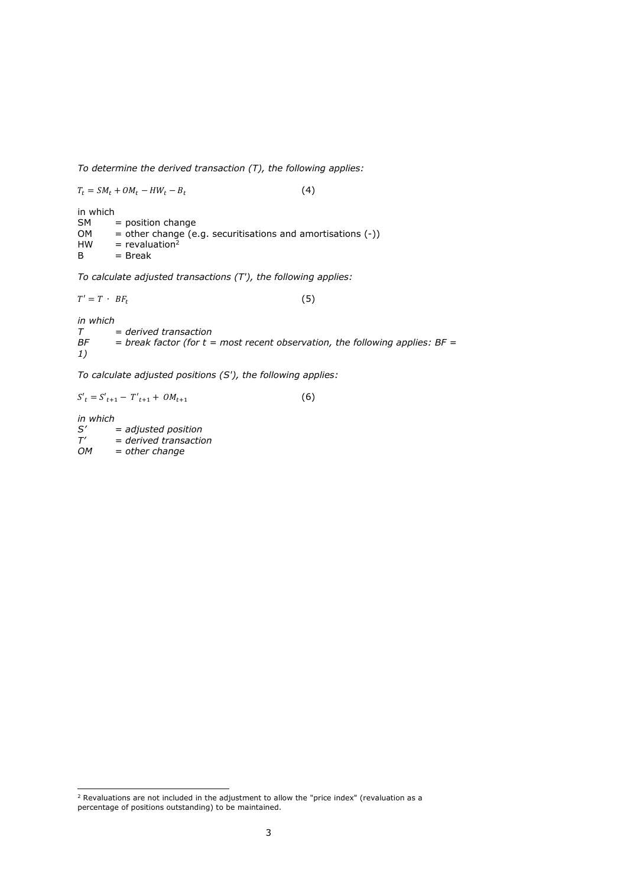*To determine the derived transaction (T), the following applies:*

$$T_t = SM_t + OM_t - HW_t - B_t \qquad (4)$$

in which

SM = position change
OM = other change (e.g. securitisations and amortisations (-))
HW = revaluation[2]
B = Break

*To calculate adjusted transactions (T'), the following applies:*

$$T' = T \cdot BF_t \qquad (5)$$

*in which*

*T = derived transaction*
*BF = break factor (for t = most recent observation, the following applies: BF = 1)*

*To calculate adjusted positions (S'), the following applies:*

$$S'_t = S'_{t+1} - T'_{t+1} + OM_{t+1} \qquad (6)$$

*in which*

*S' = adjusted position*
*T' = derived transaction*
*OM = other change*

[2] Revaluations are not included in the adjustment to allow the "price index" (revaluation as a percentage of positions outstanding) to be maintained.